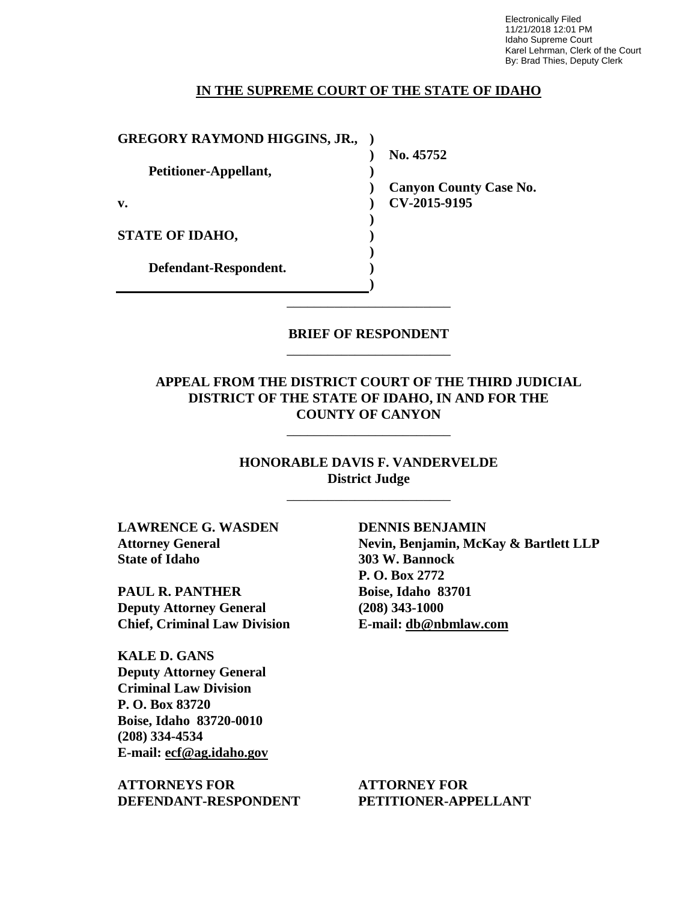Electronically Filed
11/21/2018 12:01 PM
Idaho Supreme Court
Karel Lehrman, Clerk of the Court
By: Brad Thies, Deputy Clerk

**IN THE SUPREME COURT OF THE STATE OF IDAHO**

| | | |
|---|---|---|
| **GREGORY RAYMOND HIGGINS, JR.,** | **)** | |
| | **)** | **No. 45752** |
| **Petitioner-Appellant,** | **)** | |
| | **)** | **Canyon County Case No.** |
| **v.** | **)** | **CV-2015-9195** |
| | **)** | |
| **STATE OF IDAHO,** | **)** | |
| | **)** | |
| **Defendant-Respondent.** | **)** | |
| | **)** | |

---

**BRIEF OF RESPONDENT**

---

**APPEAL FROM THE DISTRICT COURT OF THE THIRD JUDICIAL DISTRICT OF THE STATE OF IDAHO, IN AND FOR THE COUNTY OF CANYON**

---

**HONORABLE DAVIS F. VANDERVELDE**
**District Judge**

---

**LAWRENCE G. WASDEN**
**Attorney General**
**State of Idaho**

**PAUL R. PANTHER**
**Deputy Attorney General**
**Chief, Criminal Law Division**

**KALE D. GANS**
**Deputy Attorney General**
**Criminal Law Division**
**P. O. Box 83720**
**Boise, Idaho 83720-0010**
**(208) 334-4534**
**E-mail: ecf@ag.idaho.gov**

**ATTORNEYS FOR DEFENDANT-RESPONDENT**

**DENNIS BENJAMIN**
**Nevin, Benjamin, McKay & Bartlett LLP**
**303 W. Bannock**
**P. O. Box 2772**
**Boise, Idaho 83701**
**(208) 343-1000**
**E-mail: db@nbmlaw.com**

**ATTORNEY FOR PETITIONER-APPELLANT**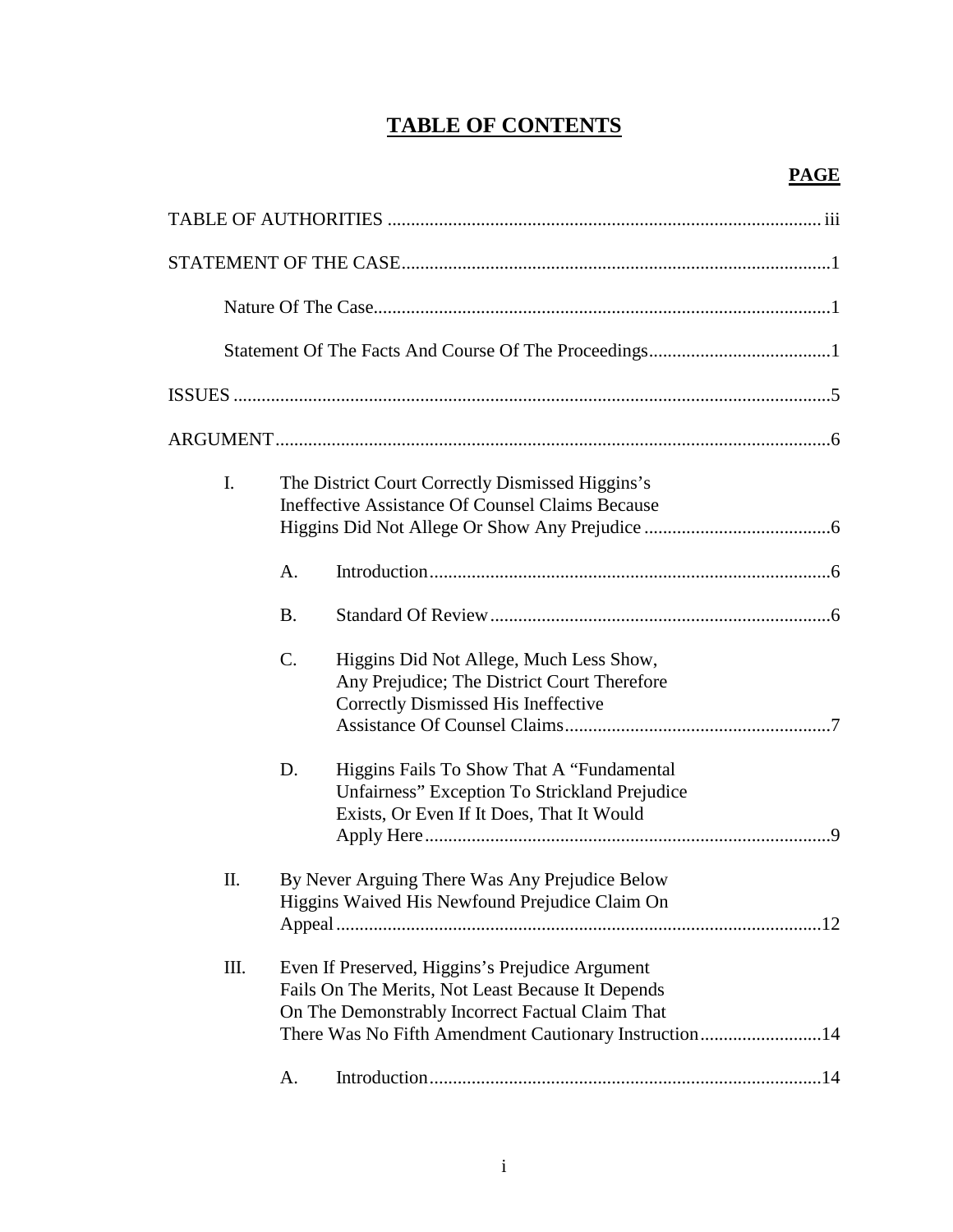# TABLE OF CONTENTS

**PAGE**

TABLE OF AUTHORITIES ............................................................................................ iii

STATEMENT OF THE CASE ............................................................................................1

Nature Of The Case ............................................................................................1

Statement Of The Facts And Course Of The Proceedings ......................................1

ISSUES ............................................................................................5

ARGUMENT ............................................................................................6

I. The District Court Correctly Dismissed Higgins's Ineffective Assistance Of Counsel Claims Because Higgins Did Not Allege Or Show Any Prejudice ........................................6

A. Introduction ............................................................................................6

B. Standard Of Review ............................................................................................6

C. Higgins Did Not Allege, Much Less Show, Any Prejudice; The District Court Therefore Correctly Dismissed His Ineffective Assistance Of Counsel Claims ........................................................7

D. Higgins Fails To Show That A "Fundamental Unfairness" Exception To Strickland Prejudice Exists, Or Even If It Does, That It Would Apply Here ............................................................................................9

II. By Never Arguing There Was Any Prejudice Below Higgins Waived His Newfound Prejudice Claim On Appeal ............................................................................................12

III. Even If Preserved, Higgins's Prejudice Argument Fails On The Merits, Not Least Because It Depends On The Demonstrably Incorrect Factual Claim That There Was No Fifth Amendment Cautionary Instruction ..........................14

A. Introduction ............................................................................................14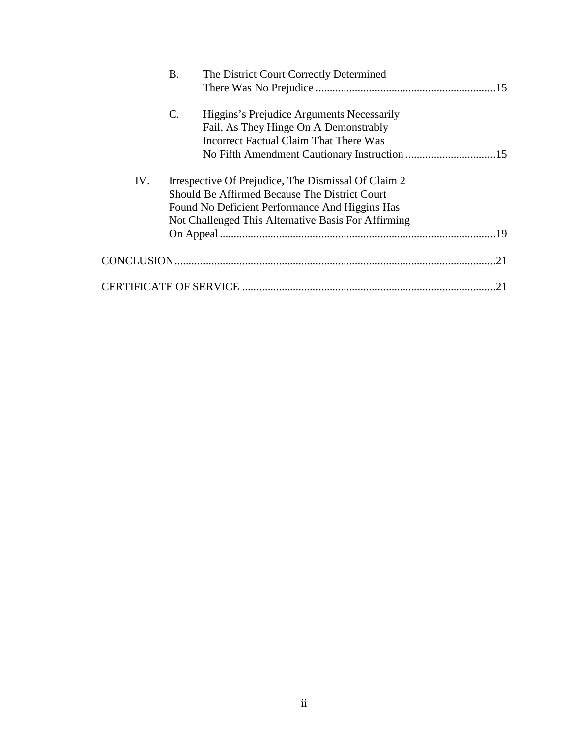B. The District Court Correctly Determined There Was No Prejudice ....... 15

C. Higgins's Prejudice Arguments Necessarily Fail, As They Hinge On A Demonstrably Incorrect Factual Claim That There Was No Fifth Amendment Cautionary Instruction ....... 15

IV. Irrespective Of Prejudice, The Dismissal Of Claim 2 Should Be Affirmed Because The District Court Found No Deficient Performance And Higgins Has Not Challenged This Alternative Basis For Affirming On Appeal ....... 19

CONCLUSION ....... 21

CERTIFICATE OF SERVICE ....... 21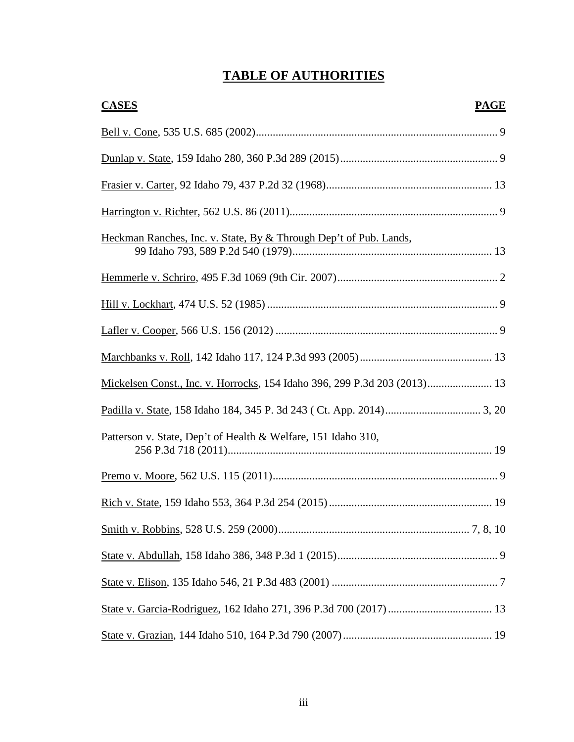# TABLE OF AUTHORITIES

| CASES | PAGE |
|---|---|
| Bell v. Cone, 535 U.S. 685 (2002) | 9 |
| Dunlap v. State, 159 Idaho 280, 360 P.3d 289 (2015) | 9 |
| Frasier v. Carter, 92 Idaho 79, 437 P.2d 32 (1968) | 13 |
| Harrington v. Richter, 562 U.S. 86 (2011) | 9 |
| Heckman Ranches, Inc. v. State, By & Through Dep't of Pub. Lands, 99 Idaho 793, 589 P.2d 540 (1979) | 13 |
| Hemmerle v. Schriro, 495 F.3d 1069 (9th Cir. 2007) | 2 |
| Hill v. Lockhart, 474 U.S. 52 (1985) | 9 |
| Lafler v. Cooper, 566 U.S. 156 (2012) | 9 |
| Marchbanks v. Roll, 142 Idaho 117, 124 P.3d 993 (2005) | 13 |
| Mickelsen Const., Inc. v. Horrocks, 154 Idaho 396, 299 P.3d 203 (2013) | 13 |
| Padilla v. State, 158 Idaho 184, 345 P. 3d 243 ( Ct. App. 2014) | 3, 20 |
| Patterson v. State, Dep't of Health & Welfare, 151 Idaho 310, 256 P.3d 718 (2011) | 19 |
| Premo v. Moore, 562 U.S. 115 (2011) | 9 |
| Rich v. State, 159 Idaho 553, 364 P.3d 254 (2015) | 19 |
| Smith v. Robbins, 528 U.S. 259 (2000) | 7, 8, 10 |
| State v. Abdullah, 158 Idaho 386, 348 P.3d 1 (2015) | 9 |
| State v. Elison, 135 Idaho 546, 21 P.3d 483 (2001) | 7 |
| State v. Garcia-Rodriguez, 162 Idaho 271, 396 P.3d 700 (2017) | 13 |
| State v. Grazian, 144 Idaho 510, 164 P.3d 790 (2007) | 19 |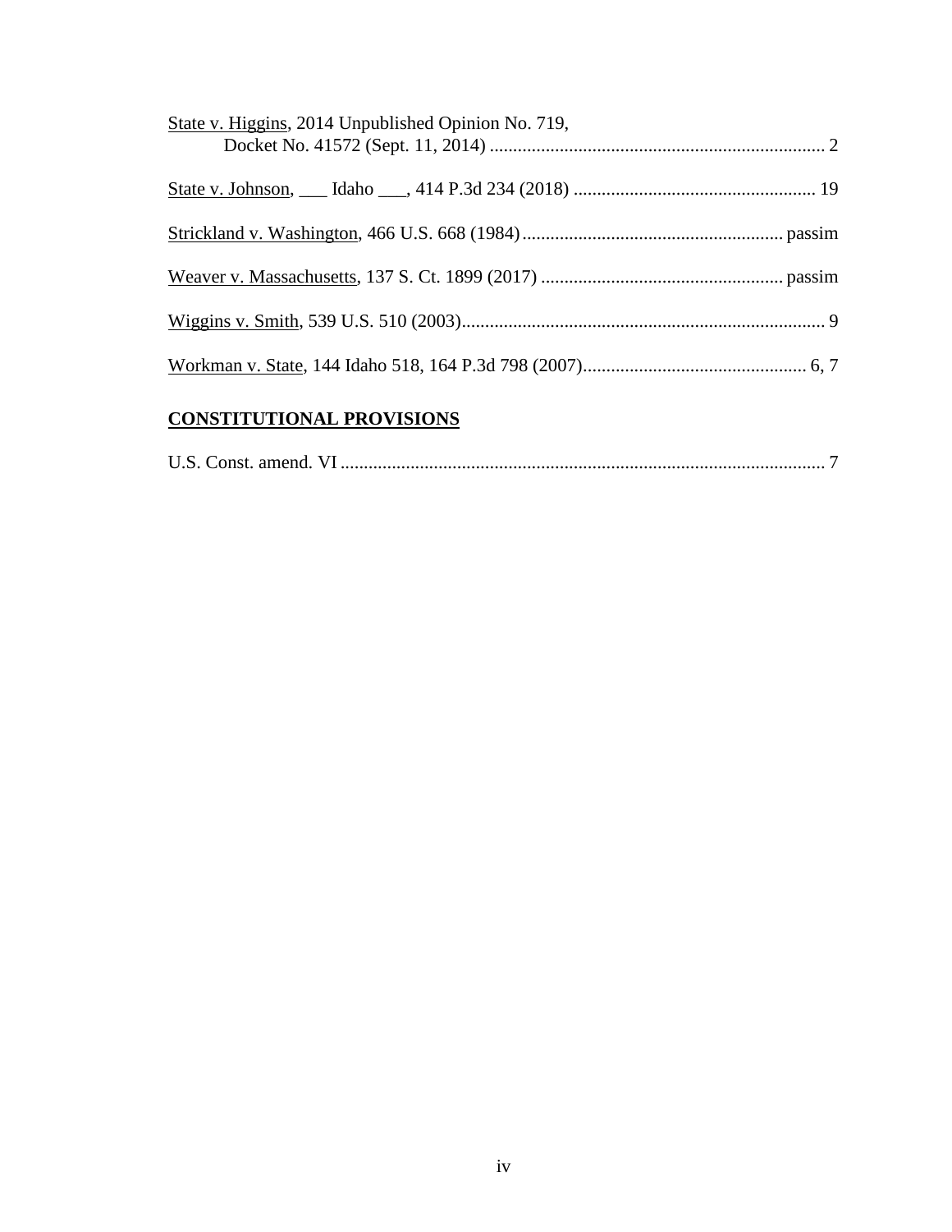State v. Higgins, 2014 Unpublished Opinion No. 719, Docket No. 41572 (Sept. 11, 2014) ........................................................................ 2

State v. Johnson, ___ Idaho ___, 414 P.3d 234 (2018) .................................................... 19

Strickland v. Washington, 466 U.S. 668 (1984) ........................................................ passim

Weaver v. Massachusetts, 137 S. Ct. 1899 (2017) .................................................... passim

Wiggins v. Smith, 539 U.S. 510 (2003) .............................................................................. 9

Workman v. State, 144 Idaho 518, 164 P.3d 798 (2007) ................................................ 6, 7

## CONSTITUTIONAL PROVISIONS

U.S. Const. amend. VI ........................................................................................................ 7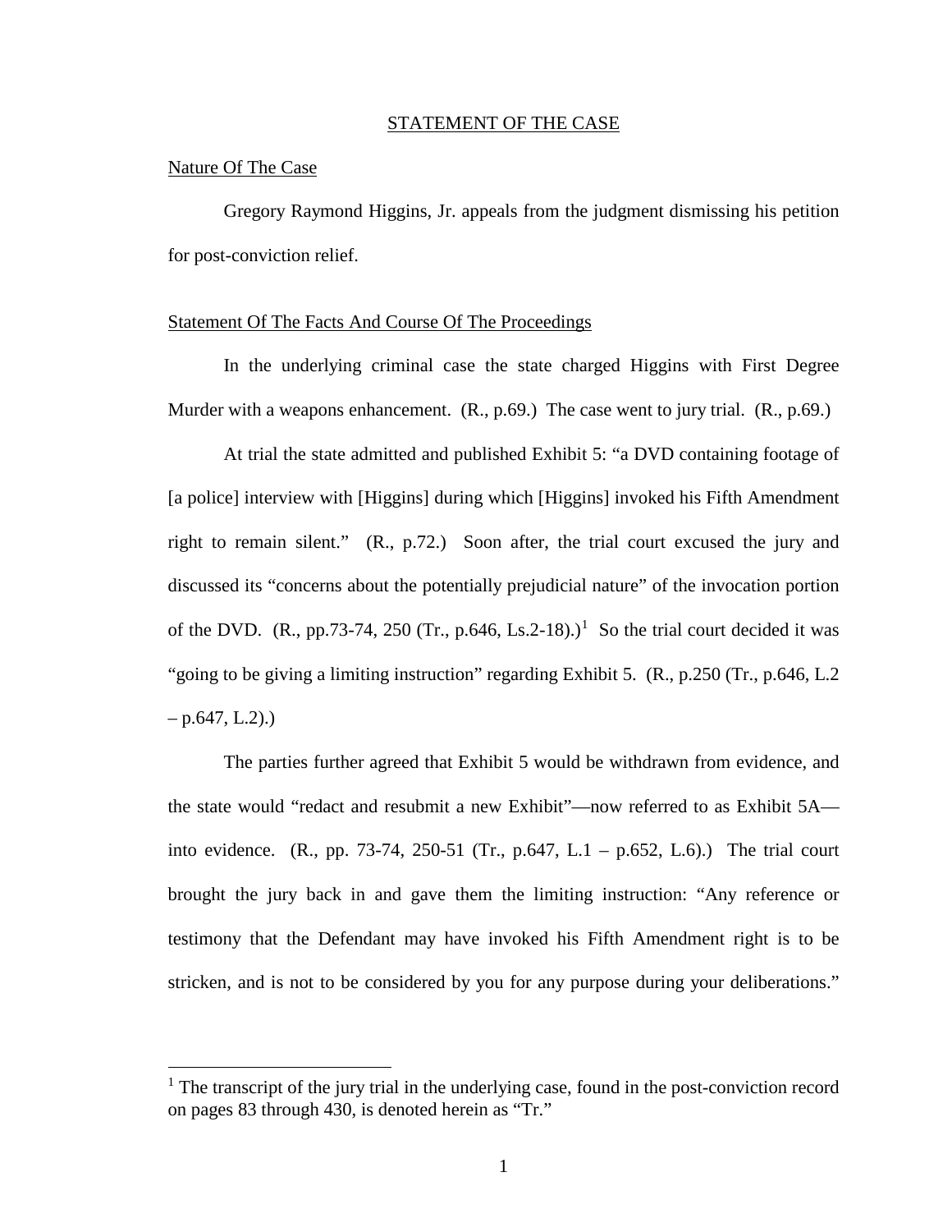## STATEMENT OF THE CASE

### Nature Of The Case

Gregory Raymond Higgins, Jr. appeals from the judgment dismissing his petition for post-conviction relief.

### Statement Of The Facts And Course Of The Proceedings

In the underlying criminal case the state charged Higgins with First Degree Murder with a weapons enhancement. (R., p.69.) The case went to jury trial. (R., p.69.)

At trial the state admitted and published Exhibit 5: "a DVD containing footage of [a police] interview with [Higgins] during which [Higgins] invoked his Fifth Amendment right to remain silent." (R., p.72.) Soon after, the trial court excused the jury and discussed its "concerns about the potentially prejudicial nature" of the invocation portion of the DVD. (R., pp.73-74, 250 (Tr., p.646, Ls.2-18).)[1] So the trial court decided it was "going to be giving a limiting instruction" regarding Exhibit 5. (R., p.250 (Tr., p.646, L.2 – p.647, L.2).)

The parties further agreed that Exhibit 5 would be withdrawn from evidence, and the state would "redact and resubmit a new Exhibit"—now referred to as Exhibit 5A—into evidence. (R., pp. 73-74, 250-51 (Tr., p.647, L.1 – p.652, L.6).) The trial court brought the jury back in and gave them the limiting instruction: "Any reference or testimony that the Defendant may have invoked his Fifth Amendment right is to be stricken, and is not to be considered by you for any purpose during your deliberations."

[1] The transcript of the jury trial in the underlying case, found in the post-conviction record on pages 83 through 430, is denoted herein as "Tr."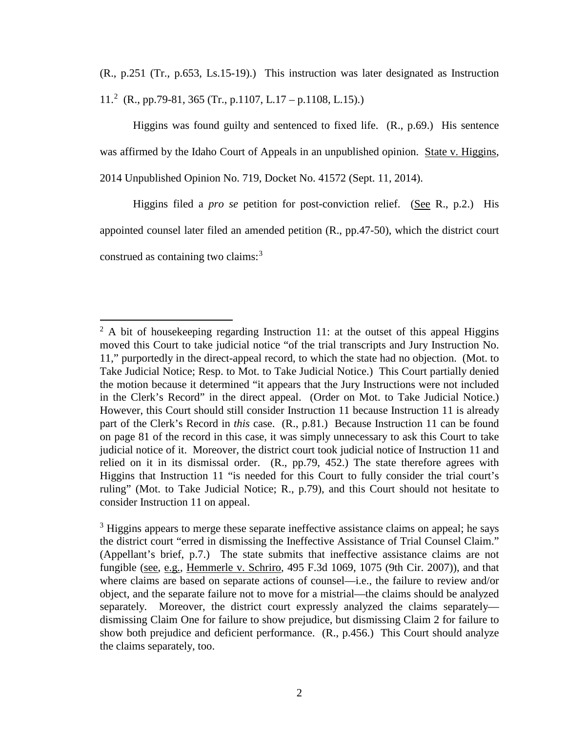(R., p.251 (Tr., p.653, Ls.15-19).) This instruction was later designated as Instruction 11.[2] (R., pp.79-81, 365 (Tr., p.1107, L.17 – p.1108, L.15).)

Higgins was found guilty and sentenced to fixed life. (R., p.69.) His sentence was affirmed by the Idaho Court of Appeals in an unpublished opinion. State v. Higgins, 2014 Unpublished Opinion No. 719, Docket No. 41572 (Sept. 11, 2014).

Higgins filed a *pro se* petition for post-conviction relief. (See R., p.2.) His appointed counsel later filed an amended petition (R., pp.47-50), which the district court construed as containing two claims:[3]

---

[2] A bit of housekeeping regarding Instruction 11: at the outset of this appeal Higgins moved this Court to take judicial notice "of the trial transcripts and Jury Instruction No. 11," purportedly in the direct-appeal record, to which the state had no objection. (Mot. to Take Judicial Notice; Resp. to Mot. to Take Judicial Notice.) This Court partially denied the motion because it determined "it appears that the Jury Instructions were not included in the Clerk's Record" in the direct appeal. (Order on Mot. to Take Judicial Notice.) However, this Court should still consider Instruction 11 because Instruction 11 is already part of the Clerk's Record in *this* case. (R., p.81.) Because Instruction 11 can be found on page 81 of the record in this case, it was simply unnecessary to ask this Court to take judicial notice of it. Moreover, the district court took judicial notice of Instruction 11 and relied on it in its dismissal order. (R., pp.79, 452.) The state therefore agrees with Higgins that Instruction 11 "is needed for this Court to fully consider the trial court's ruling" (Mot. to Take Judicial Notice; R., p.79), and this Court should not hesitate to consider Instruction 11 on appeal.

[3] Higgins appears to merge these separate ineffective assistance claims on appeal; he says the district court "erred in dismissing the Ineffective Assistance of Trial Counsel Claim." (Appellant's brief, p.7.) The state submits that ineffective assistance claims are not fungible (see, e.g., Hemmerle v. Schriro, 495 F.3d 1069, 1075 (9th Cir. 2007)), and that where claims are based on separate actions of counsel—i.e., the failure to review and/or object, and the separate failure not to move for a mistrial—the claims should be analyzed separately. Moreover, the district court expressly analyzed the claims separately—dismissing Claim One for failure to show prejudice, but dismissing Claim 2 for failure to show both prejudice and deficient performance. (R., p.456.) This Court should analyze the claims separately, too.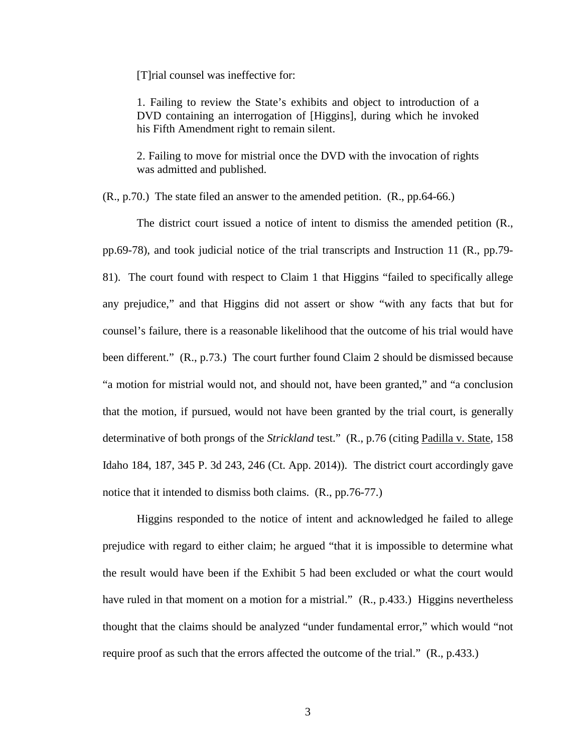> [T]rial counsel was ineffective for:
>
> 1. Failing to review the State's exhibits and object to introduction of a DVD containing an interrogation of [Higgins], during which he invoked his Fifth Amendment right to remain silent.
>
> 2. Failing to move for mistrial once the DVD with the invocation of rights was admitted and published.

(R., p.70.) The state filed an answer to the amended petition. (R., pp.64-66.)

The district court issued a notice of intent to dismiss the amended petition (R., pp.69-78), and took judicial notice of the trial transcripts and Instruction 11 (R., pp.79-81). The court found with respect to Claim 1 that Higgins "failed to specifically allege any prejudice," and that Higgins did not assert or show "with any facts that but for counsel's failure, there is a reasonable likelihood that the outcome of his trial would have been different." (R., p.73.) The court further found Claim 2 should be dismissed because "a motion for mistrial would not, and should not, have been granted," and "a conclusion that the motion, if pursued, would not have been granted by the trial court, is generally determinative of both prongs of the *Strickland* test." (R., p.76 (citing Padilla v. State, 158 Idaho 184, 187, 345 P. 3d 243, 246 (Ct. App. 2014)). The district court accordingly gave notice that it intended to dismiss both claims. (R., pp.76-77.)

Higgins responded to the notice of intent and acknowledged he failed to allege prejudice with regard to either claim; he argued "that it is impossible to determine what the result would have been if the Exhibit 5 had been excluded or what the court would have ruled in that moment on a motion for a mistrial." (R., p.433.) Higgins nevertheless thought that the claims should be analyzed "under fundamental error," which would "not require proof as such that the errors affected the outcome of the trial." (R., p.433.)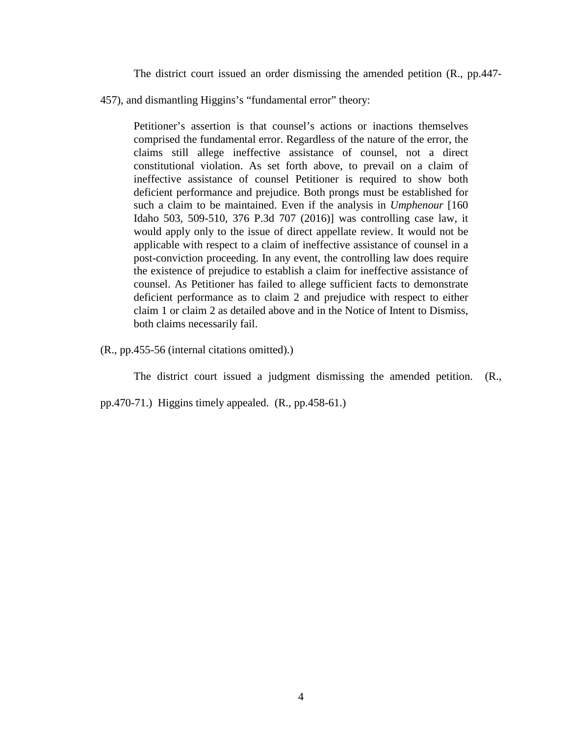The district court issued an order dismissing the amended petition (R., pp.447-457), and dismantling Higgins's "fundamental error" theory:

> Petitioner's assertion is that counsel's actions or inactions themselves comprised the fundamental error. Regardless of the nature of the error, the claims still allege ineffective assistance of counsel, not a direct constitutional violation. As set forth above, to prevail on a claim of ineffective assistance of counsel Petitioner is required to show both deficient performance and prejudice. Both prongs must be established for such a claim to be maintained. Even if the analysis in *Umphenour* [160 Idaho 503, 509-510, 376 P.3d 707 (2016)] was controlling case law, it would apply only to the issue of direct appellate review. It would not be applicable with respect to a claim of ineffective assistance of counsel in a post-conviction proceeding. In any event, the controlling law does require the existence of prejudice to establish a claim for ineffective assistance of counsel. As Petitioner has failed to allege sufficient facts to demonstrate deficient performance as to claim 2 and prejudice with respect to either claim 1 or claim 2 as detailed above and in the Notice of Intent to Dismiss, both claims necessarily fail.

(R., pp.455-56 (internal citations omitted).)

The district court issued a judgment dismissing the amended petition. (R., pp.470-71.) Higgins timely appealed. (R., pp.458-61.)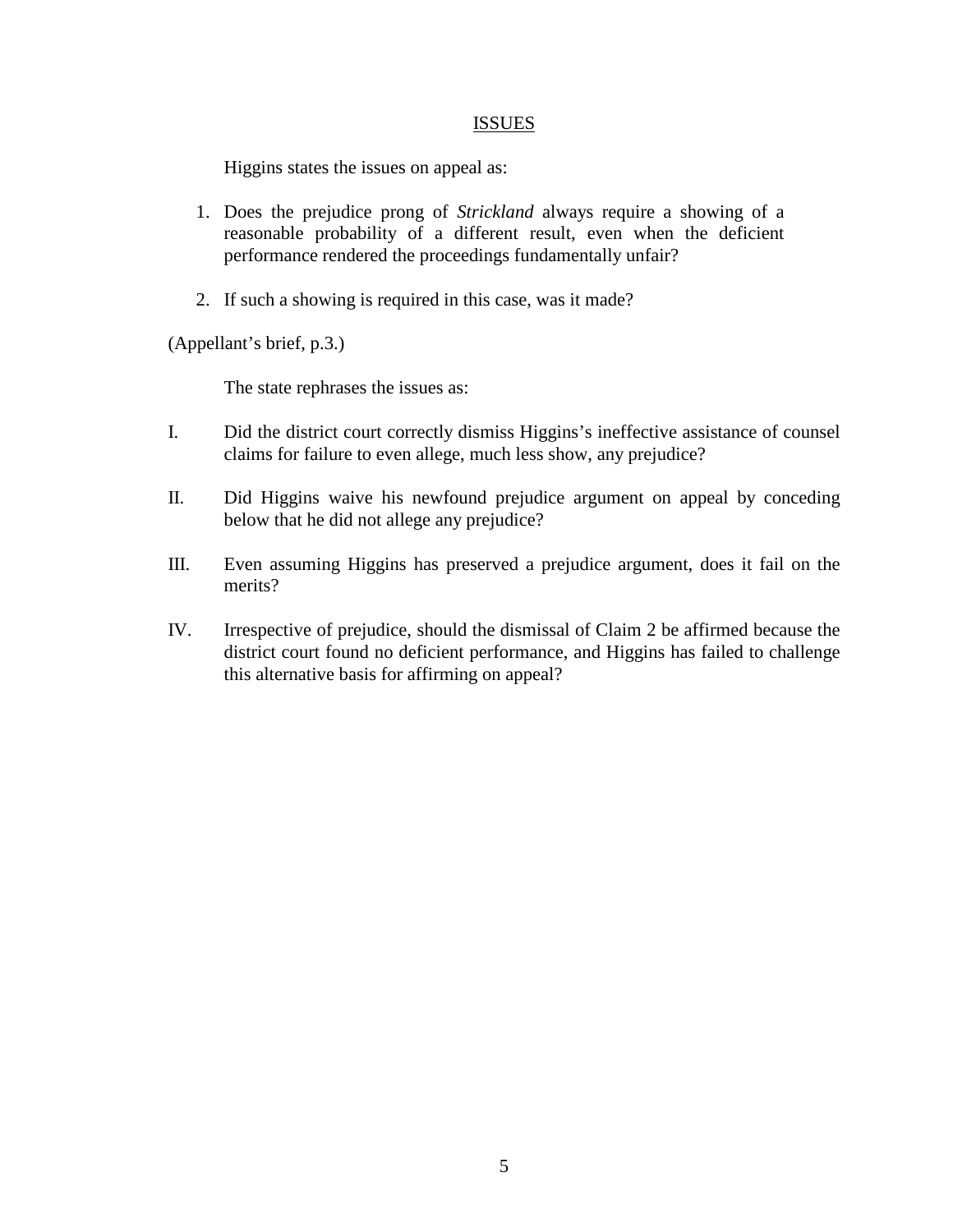## ISSUES

Higgins states the issues on appeal as:

1. Does the prejudice prong of *Strickland* always require a showing of a reasonable probability of a different result, even when the deficient performance rendered the proceedings fundamentally unfair?

2. If such a showing is required in this case, was it made?

(Appellant's brief, p.3.)

The state rephrases the issues as:

I. Did the district court correctly dismiss Higgins's ineffective assistance of counsel claims for failure to even allege, much less show, any prejudice?

II. Did Higgins waive his newfound prejudice argument on appeal by conceding below that he did not allege any prejudice?

III. Even assuming Higgins has preserved a prejudice argument, does it fail on the merits?

IV. Irrespective of prejudice, should the dismissal of Claim 2 be affirmed because the district court found no deficient performance, and Higgins has failed to challenge this alternative basis for affirming on appeal?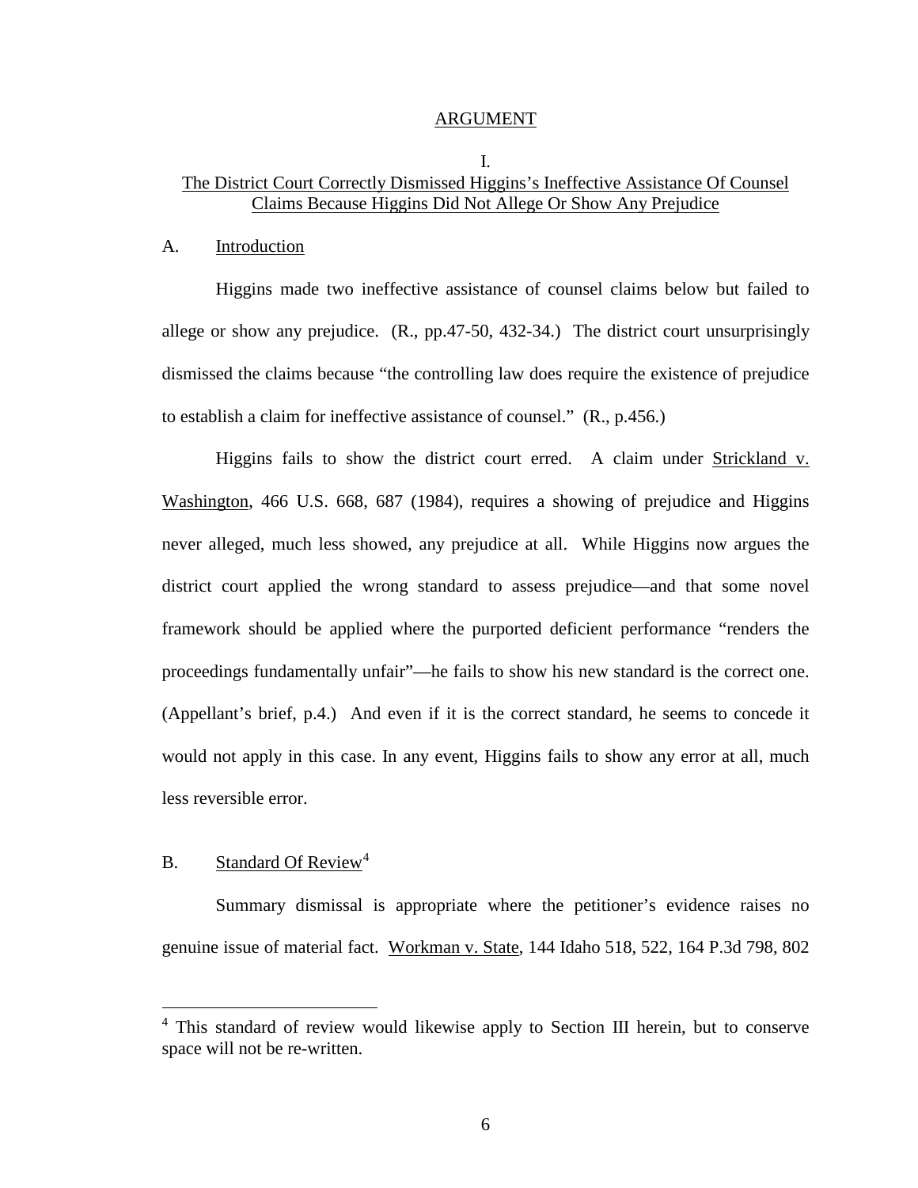# ARGUMENT

## I.
## The District Court Correctly Dismissed Higgins's Ineffective Assistance Of Counsel Claims Because Higgins Did Not Allege Or Show Any Prejudice

### A. Introduction

Higgins made two ineffective assistance of counsel claims below but failed to allege or show any prejudice. (R., pp.47-50, 432-34.) The district court unsurprisingly dismissed the claims because "the controlling law does require the existence of prejudice to establish a claim for ineffective assistance of counsel." (R., p.456.)

Higgins fails to show the district court erred. A claim under Strickland v. Washington, 466 U.S. 668, 687 (1984), requires a showing of prejudice and Higgins never alleged, much less showed, any prejudice at all. While Higgins now argues the district court applied the wrong standard to assess prejudice—and that some novel framework should be applied where the purported deficient performance "renders the proceedings fundamentally unfair"—he fails to show his new standard is the correct one. (Appellant's brief, p.4.) And even if it is the correct standard, he seems to concede it would not apply in this case. In any event, Higgins fails to show any error at all, much less reversible error.

### B. Standard Of Review[4]

Summary dismissal is appropriate where the petitioner's evidence raises no genuine issue of material fact. Workman v. State, 144 Idaho 518, 522, 164 P.3d 798, 802

---

[4] This standard of review would likewise apply to Section III herein, but to conserve space will not be re-written.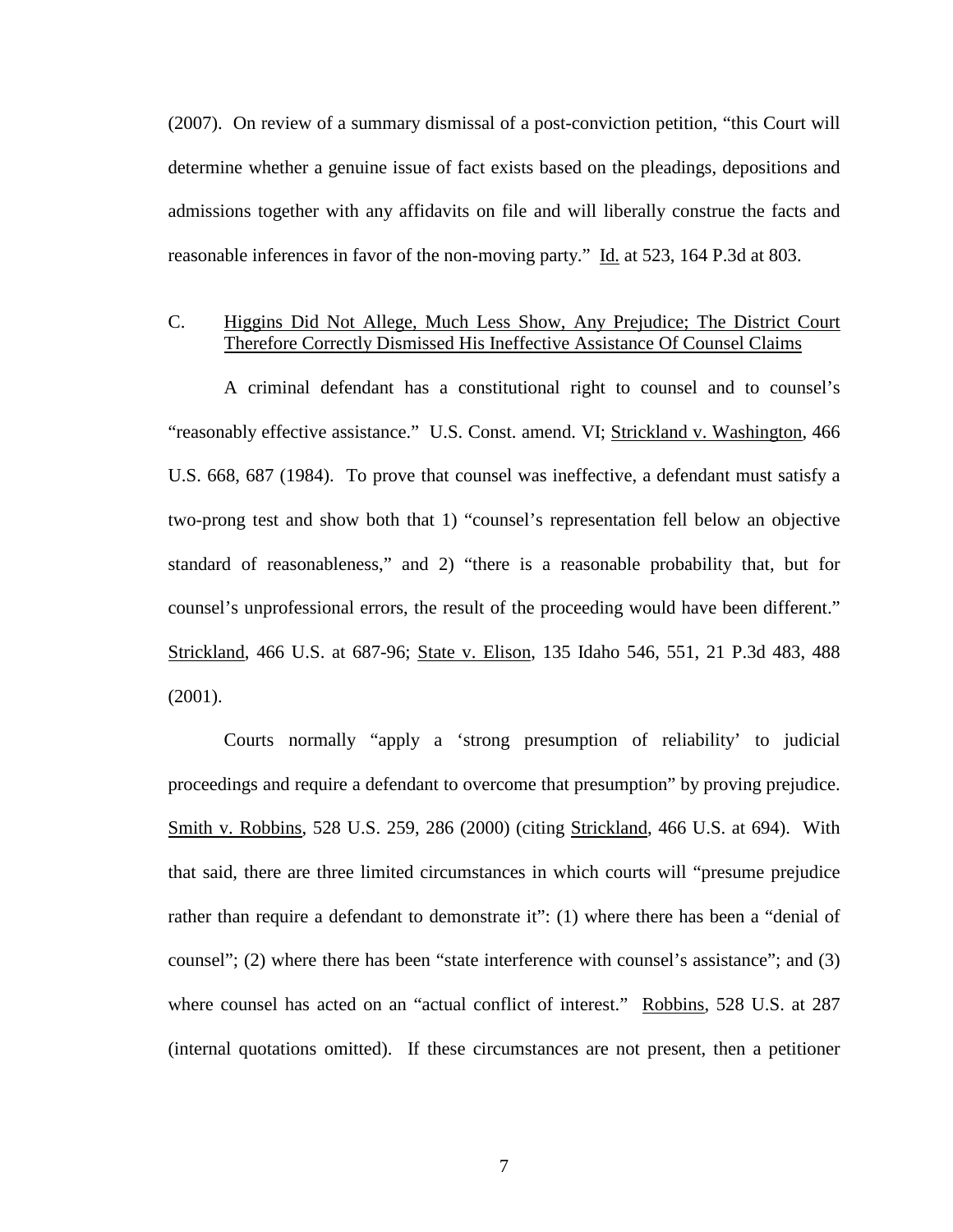(2007). On review of a summary dismissal of a post-conviction petition, "this Court will determine whether a genuine issue of fact exists based on the pleadings, depositions and admissions together with any affidavits on file and will liberally construe the facts and reasonable inferences in favor of the non-moving party." Id. at 523, 164 P.3d at 803.

C. Higgins Did Not Allege, Much Less Show, Any Prejudice; The District Court Therefore Correctly Dismissed His Ineffective Assistance Of Counsel Claims

A criminal defendant has a constitutional right to counsel and to counsel's "reasonably effective assistance." U.S. Const. amend. VI; Strickland v. Washington, 466 U.S. 668, 687 (1984). To prove that counsel was ineffective, a defendant must satisfy a two-prong test and show both that 1) "counsel's representation fell below an objective standard of reasonableness," and 2) "there is a reasonable probability that, but for counsel's unprofessional errors, the result of the proceeding would have been different." Strickland, 466 U.S. at 687-96; State v. Elison, 135 Idaho 546, 551, 21 P.3d 483, 488 (2001).

Courts normally "apply a 'strong presumption of reliability' to judicial proceedings and require a defendant to overcome that presumption" by proving prejudice. Smith v. Robbins, 528 U.S. 259, 286 (2000) (citing Strickland, 466 U.S. at 694). With that said, there are three limited circumstances in which courts will "presume prejudice rather than require a defendant to demonstrate it": (1) where there has been a "denial of counsel"; (2) where there has been "state interference with counsel's assistance"; and (3) where counsel has acted on an "actual conflict of interest." Robbins, 528 U.S. at 287 (internal quotations omitted). If these circumstances are not present, then a petitioner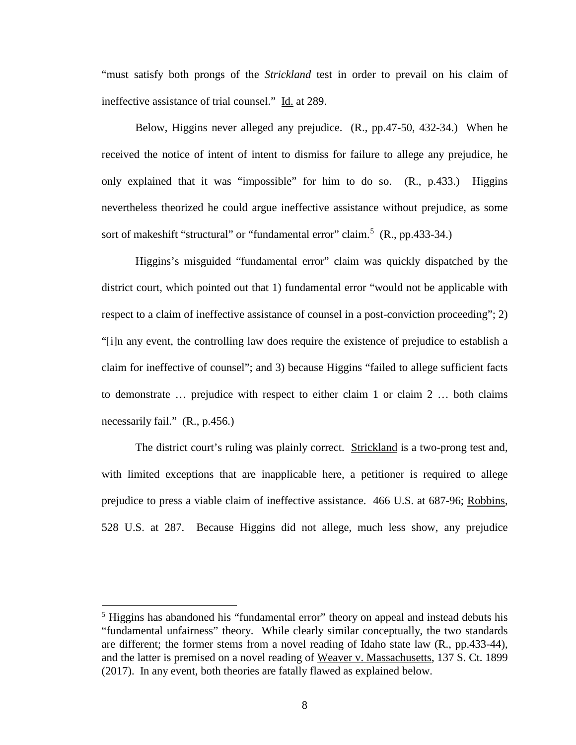"must satisfy both prongs of the *Strickland* test in order to prevail on his claim of ineffective assistance of trial counsel." Id. at 289.

Below, Higgins never alleged any prejudice. (R., pp.47-50, 432-34.) When he received the notice of intent of intent to dismiss for failure to allege any prejudice, he only explained that it was "impossible" for him to do so. (R., p.433.) Higgins nevertheless theorized he could argue ineffective assistance without prejudice, as some sort of makeshift "structural" or "fundamental error" claim.[5] (R., pp.433-34.)

Higgins's misguided "fundamental error" claim was quickly dispatched by the district court, which pointed out that 1) fundamental error "would not be applicable with respect to a claim of ineffective assistance of counsel in a post-conviction proceeding"; 2) "[i]n any event, the controlling law does require the existence of prejudice to establish a claim for ineffective of counsel"; and 3) because Higgins "failed to allege sufficient facts to demonstrate … prejudice with respect to either claim 1 or claim 2 … both claims necessarily fail." (R., p.456.)

The district court's ruling was plainly correct. Strickland is a two-prong test and, with limited exceptions that are inapplicable here, a petitioner is required to allege prejudice to press a viable claim of ineffective assistance. 466 U.S. at 687-96; Robbins, 528 U.S. at 287. Because Higgins did not allege, much less show, any prejudice

---

[5] Higgins has abandoned his "fundamental error" theory on appeal and instead debuts his "fundamental unfairness" theory. While clearly similar conceptually, the two standards are different; the former stems from a novel reading of Idaho state law (R., pp.433-44), and the latter is premised on a novel reading of Weaver v. Massachusetts, 137 S. Ct. 1899 (2017). In any event, both theories are fatally flawed as explained below.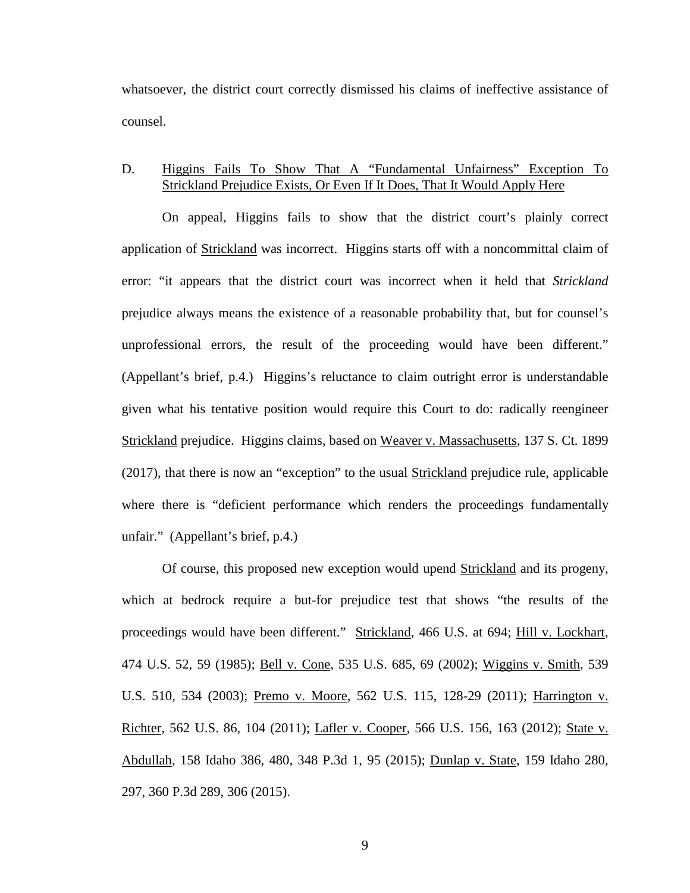whatsoever, the district court correctly dismissed his claims of ineffective assistance of counsel.

D. <u>Higgins Fails To Show That A "Fundamental Unfairness" Exception To Strickland Prejudice Exists, Or Even If It Does, That It Would Apply Here</u>

On appeal, Higgins fails to show that the district court's plainly correct application of <u>Strickland</u> was incorrect. Higgins starts off with a noncommittal claim of error: "it appears that the district court was incorrect when it held that *Strickland* prejudice always means the existence of a reasonable probability that, but for counsel's unprofessional errors, the result of the proceeding would have been different." (Appellant's brief, p.4.) Higgins's reluctance to claim outright error is understandable given what his tentative position would require this Court to do: radically reengineer <u>Strickland</u> prejudice. Higgins claims, based on <u>Weaver v. Massachusetts</u>, 137 S. Ct. 1899 (2017), that there is now an "exception" to the usual <u>Strickland</u> prejudice rule, applicable where there is "deficient performance which renders the proceedings fundamentally unfair." (Appellant's brief, p.4.)

Of course, this proposed new exception would upend <u>Strickland</u> and its progeny, which at bedrock require a but-for prejudice test that shows "the results of the proceedings would have been different." <u>Strickland</u>, 466 U.S. at 694; <u>Hill v. Lockhart</u>, 474 U.S. 52, 59 (1985); <u>Bell v. Cone</u>, 535 U.S. 685, 69 (2002); <u>Wiggins v. Smith</u>, 539 U.S. 510, 534 (2003); <u>Premo v. Moore</u>, 562 U.S. 115, 128-29 (2011); <u>Harrington v. Richter</u>, 562 U.S. 86, 104 (2011); <u>Lafler v. Cooper</u>, 566 U.S. 156, 163 (2012); <u>State v. Abdullah</u>, 158 Idaho 386, 480, 348 P.3d 1, 95 (2015); <u>Dunlap v. State</u>, 159 Idaho 280, 297, 360 P.3d 289, 306 (2015).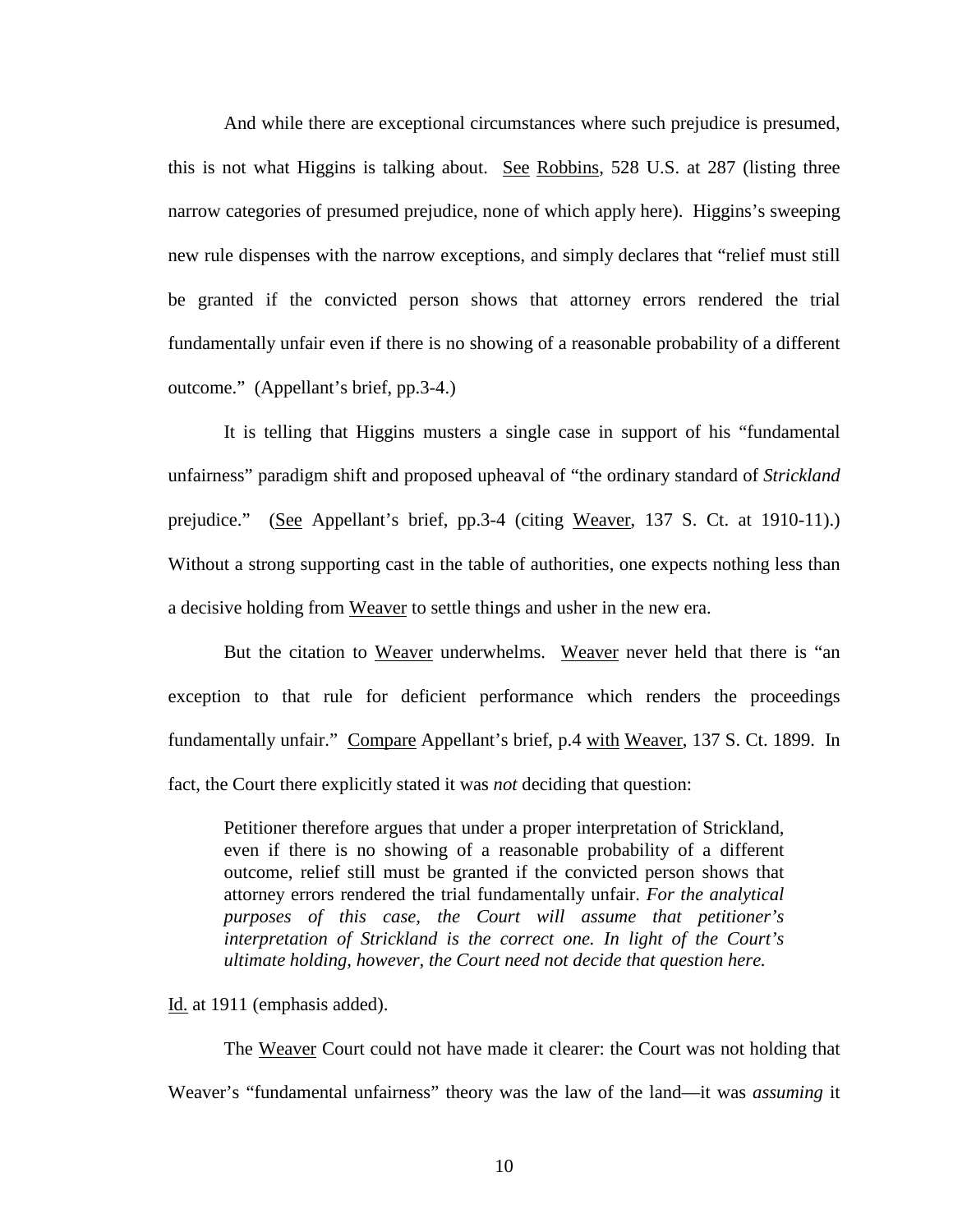And while there are exceptional circumstances where such prejudice is presumed, this is not what Higgins is talking about. See Robbins, 528 U.S. at 287 (listing three narrow categories of presumed prejudice, none of which apply here). Higgins's sweeping new rule dispenses with the narrow exceptions, and simply declares that "relief must still be granted if the convicted person shows that attorney errors rendered the trial fundamentally unfair even if there is no showing of a reasonable probability of a different outcome." (Appellant's brief, pp.3-4.)

It is telling that Higgins musters a single case in support of his "fundamental unfairness" paradigm shift and proposed upheaval of "the ordinary standard of *Strickland* prejudice." (See Appellant's brief, pp.3-4 (citing Weaver, 137 S. Ct. at 1910-11).) Without a strong supporting cast in the table of authorities, one expects nothing less than a decisive holding from Weaver to settle things and usher in the new era.

But the citation to Weaver underwhelms. Weaver never held that there is "an exception to that rule for deficient performance which renders the proceedings fundamentally unfair." Compare Appellant's brief, p.4 with Weaver, 137 S. Ct. 1899. In fact, the Court there explicitly stated it was *not* deciding that question:

> Petitioner therefore argues that under a proper interpretation of Strickland, even if there is no showing of a reasonable probability of a different outcome, relief still must be granted if the convicted person shows that attorney errors rendered the trial fundamentally unfair. *For the analytical purposes of this case, the Court will assume that petitioner's interpretation of Strickland is the correct one. In light of the Court's ultimate holding, however, the Court need not decide that question here.*

Id. at 1911 (emphasis added).

The Weaver Court could not have made it clearer: the Court was not holding that Weaver's "fundamental unfairness" theory was the law of the land—it was *assuming* it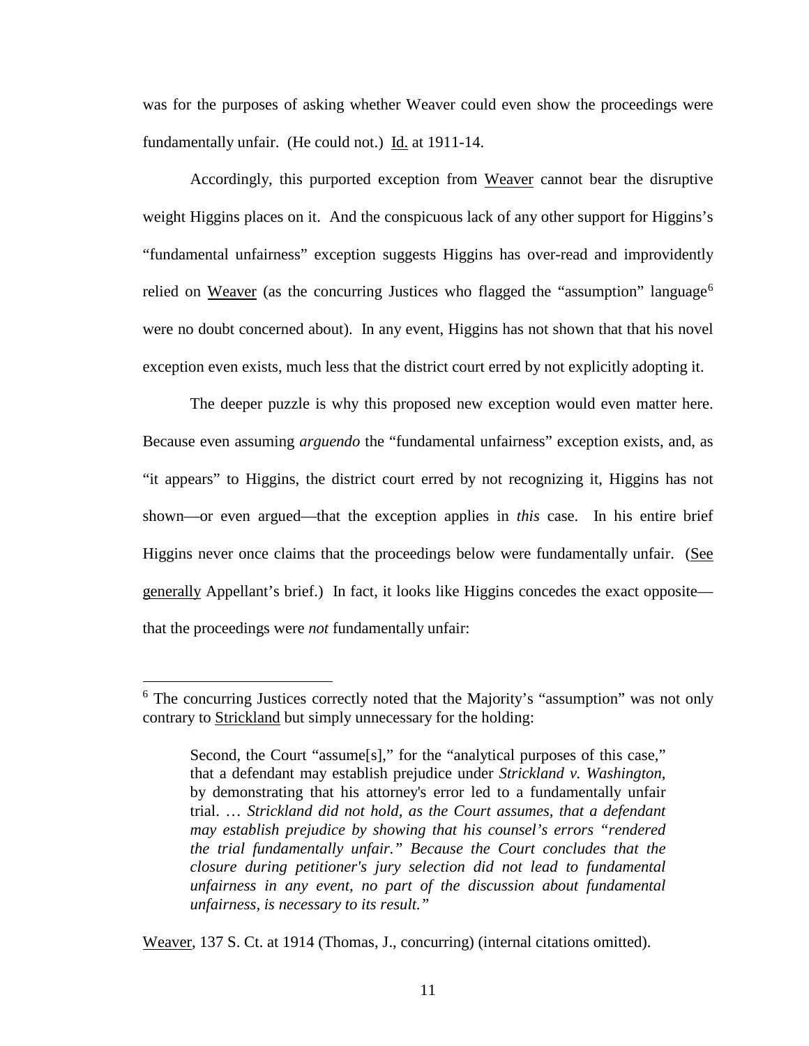was for the purposes of asking whether Weaver could even show the proceedings were fundamentally unfair. (He could not.) Id. at 1911-14.

Accordingly, this purported exception from Weaver cannot bear the disruptive weight Higgins places on it. And the conspicuous lack of any other support for Higgins's "fundamental unfairness" exception suggests Higgins has over-read and improvidently relied on Weaver (as the concurring Justices who flagged the "assumption" language[6] were no doubt concerned about). In any event, Higgins has not shown that that his novel exception even exists, much less that the district court erred by not explicitly adopting it.

The deeper puzzle is why this proposed new exception would even matter here. Because even assuming *arguendo* the "fundamental unfairness" exception exists, and, as "it appears" to Higgins, the district court erred by not recognizing it, Higgins has not shown—or even argued—that the exception applies in *this* case. In his entire brief Higgins never once claims that the proceedings below were fundamentally unfair. (See generally Appellant's brief.) In fact, it looks like Higgins concedes the exact opposite—that the proceedings were *not* fundamentally unfair:

---

[6] The concurring Justices correctly noted that the Majority's "assumption" was not only contrary to Strickland but simply unnecessary for the holding:

> Second, the Court "assume[s]," for the "analytical purposes of this case," that a defendant may establish prejudice under *Strickland v. Washington*, by demonstrating that his attorney's error led to a fundamentally unfair trial. … *Strickland did not hold, as the Court assumes, that a defendant may establish prejudice by showing that his counsel's errors "rendered the trial fundamentally unfair." Because the Court concludes that the closure during petitioner's jury selection did not lead to fundamental unfairness in any event, no part of the discussion about fundamental unfairness, is necessary to its result."*

Weaver, 137 S. Ct. at 1914 (Thomas, J., concurring) (internal citations omitted).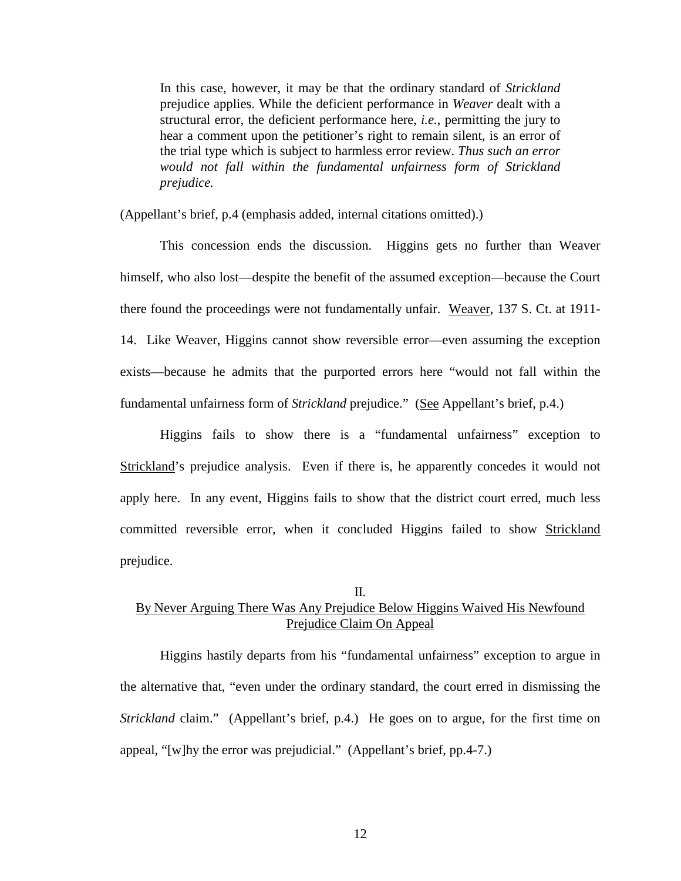> In this case, however, it may be that the ordinary standard of *Strickland* prejudice applies. While the deficient performance in *Weaver* dealt with a structural error, the deficient performance here, *i.e.*, permitting the jury to hear a comment upon the petitioner's right to remain silent, is an error of the trial type which is subject to harmless error review. *Thus such an error would not fall within the fundamental unfairness form of Strickland prejudice.*

(Appellant's brief, p.4 (emphasis added, internal citations omitted).)

This concession ends the discussion. Higgins gets no further than Weaver himself, who also lost—despite the benefit of the assumed exception—because the Court there found the proceedings were not fundamentally unfair. Weaver, 137 S. Ct. at 1911-14. Like Weaver, Higgins cannot show reversible error—even assuming the exception exists—because he admits that the purported errors here "would not fall within the fundamental unfairness form of *Strickland* prejudice." (See Appellant's brief, p.4.)

Higgins fails to show there is a "fundamental unfairness" exception to Strickland's prejudice analysis. Even if there is, he apparently concedes it would not apply here. In any event, Higgins fails to show that the district court erred, much less committed reversible error, when it concluded Higgins failed to show Strickland prejudice.

## II.
## By Never Arguing There Was Any Prejudice Below Higgins Waived His Newfound Prejudice Claim On Appeal

Higgins hastily departs from his "fundamental unfairness" exception to argue in the alternative that, "even under the ordinary standard, the court erred in dismissing the *Strickland* claim." (Appellant's brief, p.4.) He goes on to argue, for the first time on appeal, "[w]hy the error was prejudicial." (Appellant's brief, pp.4-7.)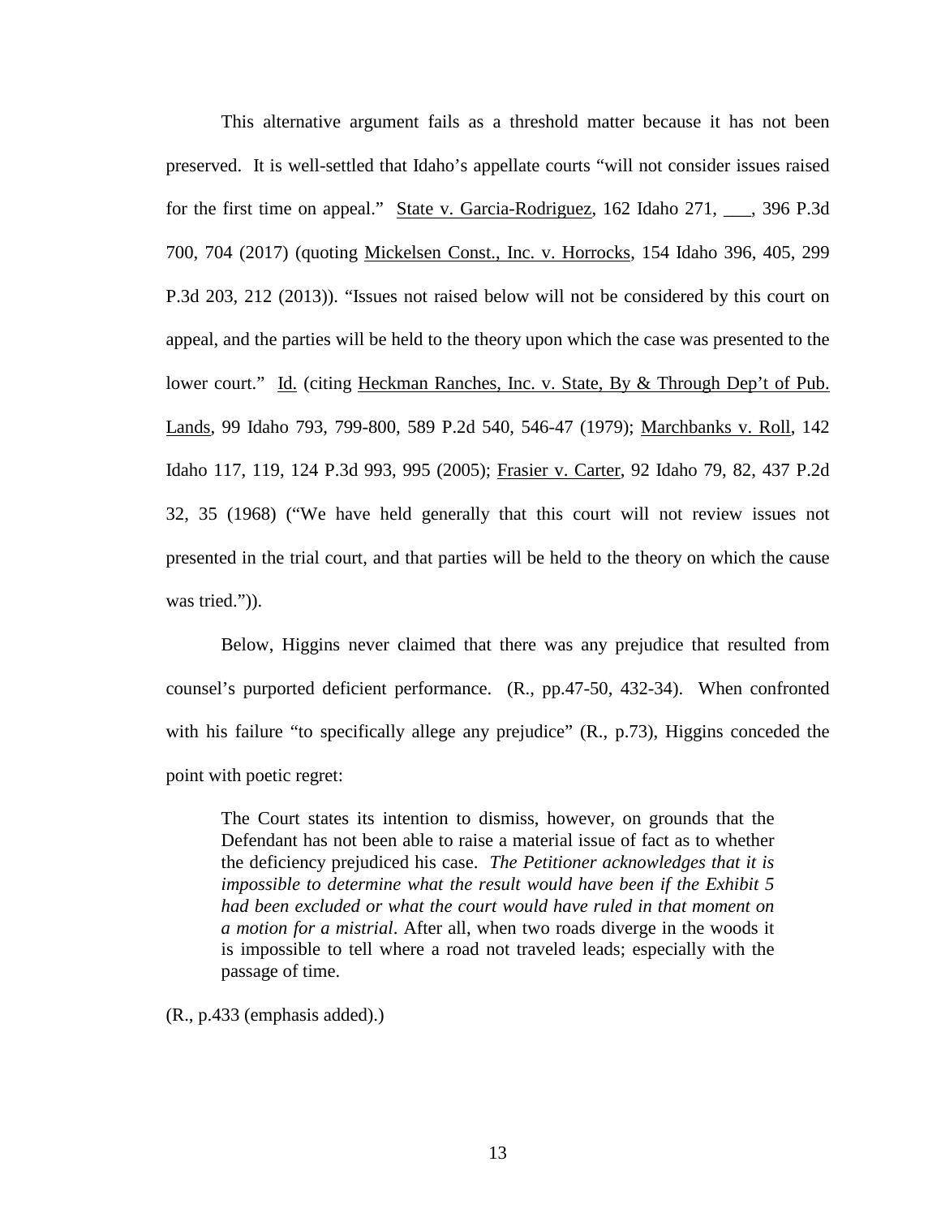This alternative argument fails as a threshold matter because it has not been preserved. It is well-settled that Idaho's appellate courts "will not consider issues raised for the first time on appeal." State v. Garcia-Rodriguez, 162 Idaho 271, ___, 396 P.3d 700, 704 (2017) (quoting Mickelsen Const., Inc. v. Horrocks, 154 Idaho 396, 405, 299 P.3d 203, 212 (2013)). "Issues not raised below will not be considered by this court on appeal, and the parties will be held to the theory upon which the case was presented to the lower court." Id. (citing Heckman Ranches, Inc. v. State, By & Through Dep't of Pub. Lands, 99 Idaho 793, 799-800, 589 P.2d 540, 546-47 (1979); Marchbanks v. Roll, 142 Idaho 117, 119, 124 P.3d 993, 995 (2005); Frasier v. Carter, 92 Idaho 79, 82, 437 P.2d 32, 35 (1968) ("We have held generally that this court will not review issues not presented in the trial court, and that parties will be held to the theory on which the cause was tried.")).

Below, Higgins never claimed that there was any prejudice that resulted from counsel's purported deficient performance. (R., pp.47-50, 432-34). When confronted with his failure "to specifically allege any prejudice" (R., p.73), Higgins conceded the point with poetic regret:

> The Court states its intention to dismiss, however, on grounds that the Defendant has not been able to raise a material issue of fact as to whether the deficiency prejudiced his case. *The Petitioner acknowledges that it is impossible to determine what the result would have been if the Exhibit 5 had been excluded or what the court would have ruled in that moment on a motion for a mistrial*. After all, when two roads diverge in the woods it is impossible to tell where a road not traveled leads; especially with the passage of time.

(R., p.433 (emphasis added).)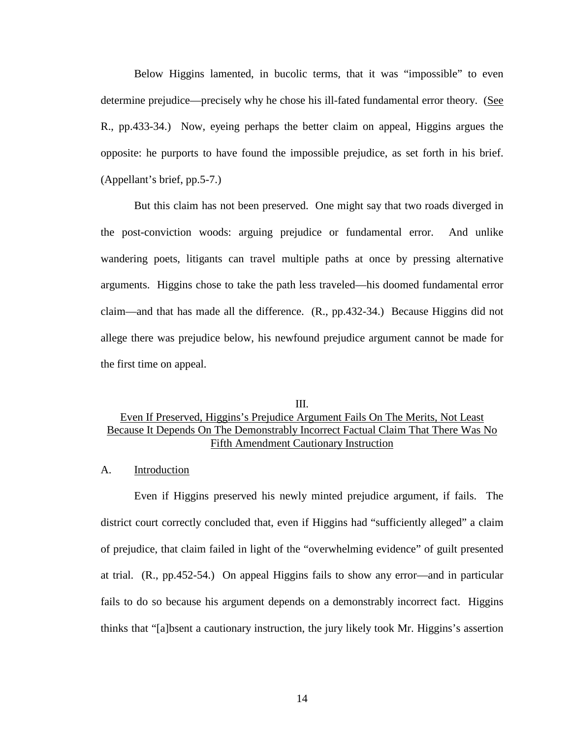Below Higgins lamented, in bucolic terms, that it was "impossible" to even determine prejudice—precisely why he chose his ill-fated fundamental error theory. (See R., pp.433-34.) Now, eyeing perhaps the better claim on appeal, Higgins argues the opposite: he purports to have found the impossible prejudice, as set forth in his brief. (Appellant's brief, pp.5-7.)

But this claim has not been preserved. One might say that two roads diverged in the post-conviction woods: arguing prejudice or fundamental error. And unlike wandering poets, litigants can travel multiple paths at once by pressing alternative arguments. Higgins chose to take the path less traveled—his doomed fundamental error claim—and that has made all the difference. (R., pp.432-34.) Because Higgins did not allege there was prejudice below, his newfound prejudice argument cannot be made for the first time on appeal.

## III.
## Even If Preserved, Higgins's Prejudice Argument Fails On The Merits, Not Least Because It Depends On The Demonstrably Incorrect Factual Claim That There Was No Fifth Amendment Cautionary Instruction

### A. Introduction

Even if Higgins preserved his newly minted prejudice argument, if fails. The district court correctly concluded that, even if Higgins had "sufficiently alleged" a claim of prejudice, that claim failed in light of the "overwhelming evidence" of guilt presented at trial. (R., pp.452-54.) On appeal Higgins fails to show any error—and in particular fails to do so because his argument depends on a demonstrably incorrect fact. Higgins thinks that "[a]bsent a cautionary instruction, the jury likely took Mr. Higgins's assertion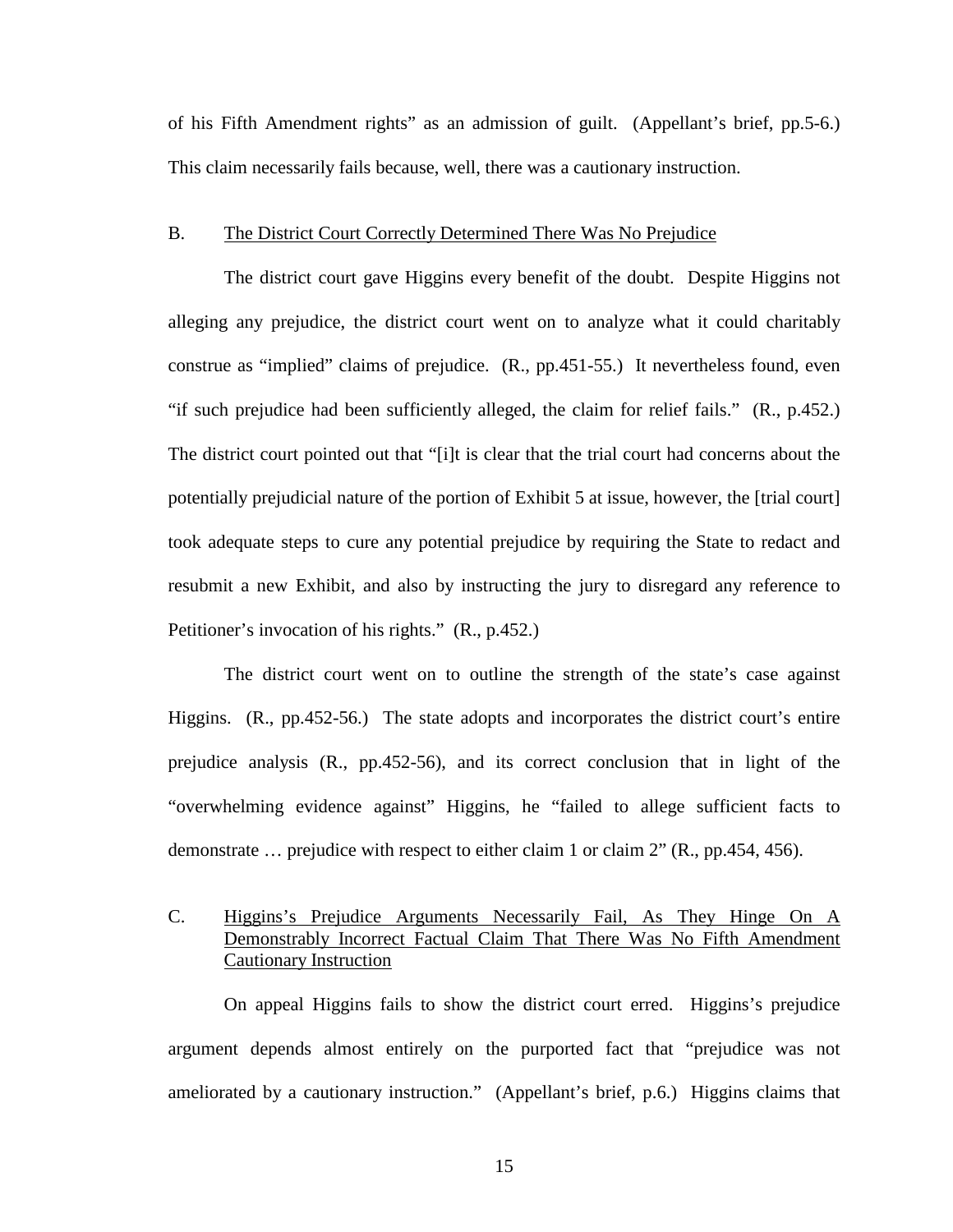of his Fifth Amendment rights" as an admission of guilt. (Appellant's brief, pp.5-6.) This claim necessarily fails because, well, there was a cautionary instruction.

B. <u>The District Court Correctly Determined There Was No Prejudice</u>

The district court gave Higgins every benefit of the doubt. Despite Higgins not alleging any prejudice, the district court went on to analyze what it could charitably construe as "implied" claims of prejudice. (R., pp.451-55.) It nevertheless found, even "if such prejudice had been sufficiently alleged, the claim for relief fails." (R., p.452.) The district court pointed out that "[i]t is clear that the trial court had concerns about the potentially prejudicial nature of the portion of Exhibit 5 at issue, however, the [trial court] took adequate steps to cure any potential prejudice by requiring the State to redact and resubmit a new Exhibit, and also by instructing the jury to disregard any reference to Petitioner's invocation of his rights." (R., p.452.)

The district court went on to outline the strength of the state's case against Higgins. (R., pp.452-56.) The state adopts and incorporates the district court's entire prejudice analysis (R., pp.452-56), and its correct conclusion that in light of the "overwhelming evidence against" Higgins, he "failed to allege sufficient facts to demonstrate … prejudice with respect to either claim 1 or claim 2" (R., pp.454, 456).

C. <u>Higgins's Prejudice Arguments Necessarily Fail, As They Hinge On A Demonstrably Incorrect Factual Claim That There Was No Fifth Amendment Cautionary Instruction</u>

On appeal Higgins fails to show the district court erred. Higgins's prejudice argument depends almost entirely on the purported fact that "prejudice was not ameliorated by a cautionary instruction." (Appellant's brief, p.6.) Higgins claims that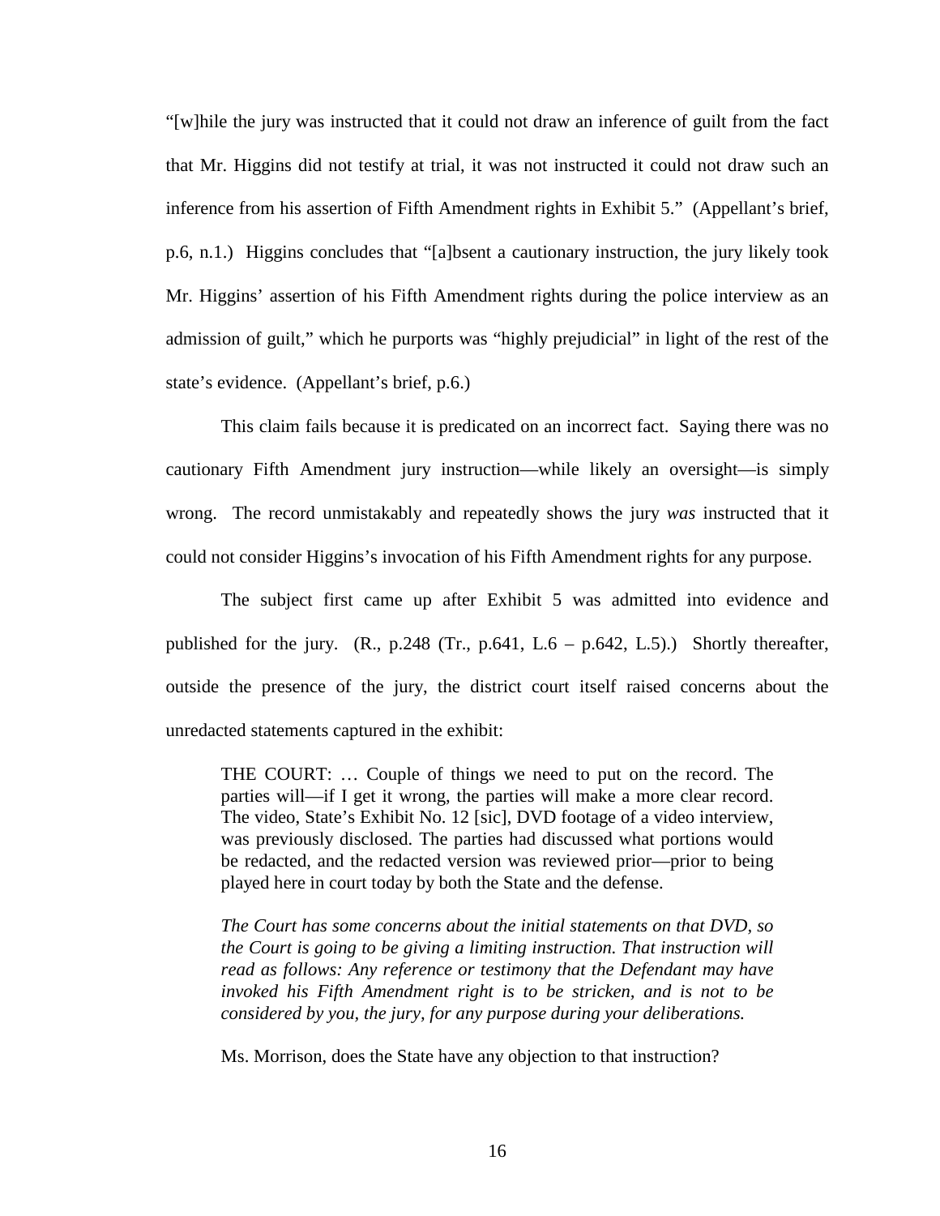"[w]hile the jury was instructed that it could not draw an inference of guilt from the fact that Mr. Higgins did not testify at trial, it was not instructed it could not draw such an inference from his assertion of Fifth Amendment rights in Exhibit 5." (Appellant's brief, p.6, n.1.) Higgins concludes that "[a]bsent a cautionary instruction, the jury likely took Mr. Higgins' assertion of his Fifth Amendment rights during the police interview as an admission of guilt," which he purports was "highly prejudicial" in light of the rest of the state's evidence. (Appellant's brief, p.6.)

This claim fails because it is predicated on an incorrect fact. Saying there was no cautionary Fifth Amendment jury instruction—while likely an oversight—is simply wrong. The record unmistakably and repeatedly shows the jury *was* instructed that it could not consider Higgins's invocation of his Fifth Amendment rights for any purpose.

The subject first came up after Exhibit 5 was admitted into evidence and published for the jury. (R., p.248 (Tr., p.641, L.6 – p.642, L.5).) Shortly thereafter, outside the presence of the jury, the district court itself raised concerns about the unredacted statements captured in the exhibit:

> THE COURT: … Couple of things we need to put on the record. The parties will—if I get it wrong, the parties will make a more clear record. The video, State's Exhibit No. 12 [sic], DVD footage of a video interview, was previously disclosed. The parties had discussed what portions would be redacted, and the redacted version was reviewed prior—prior to being played here in court today by both the State and the defense.
>
> *The Court has some concerns about the initial statements on that DVD, so the Court is going to be giving a limiting instruction. That instruction will read as follows: Any reference or testimony that the Defendant may have invoked his Fifth Amendment right is to be stricken, and is not to be considered by you, the jury, for any purpose during your deliberations.*
>
> Ms. Morrison, does the State have any objection to that instruction?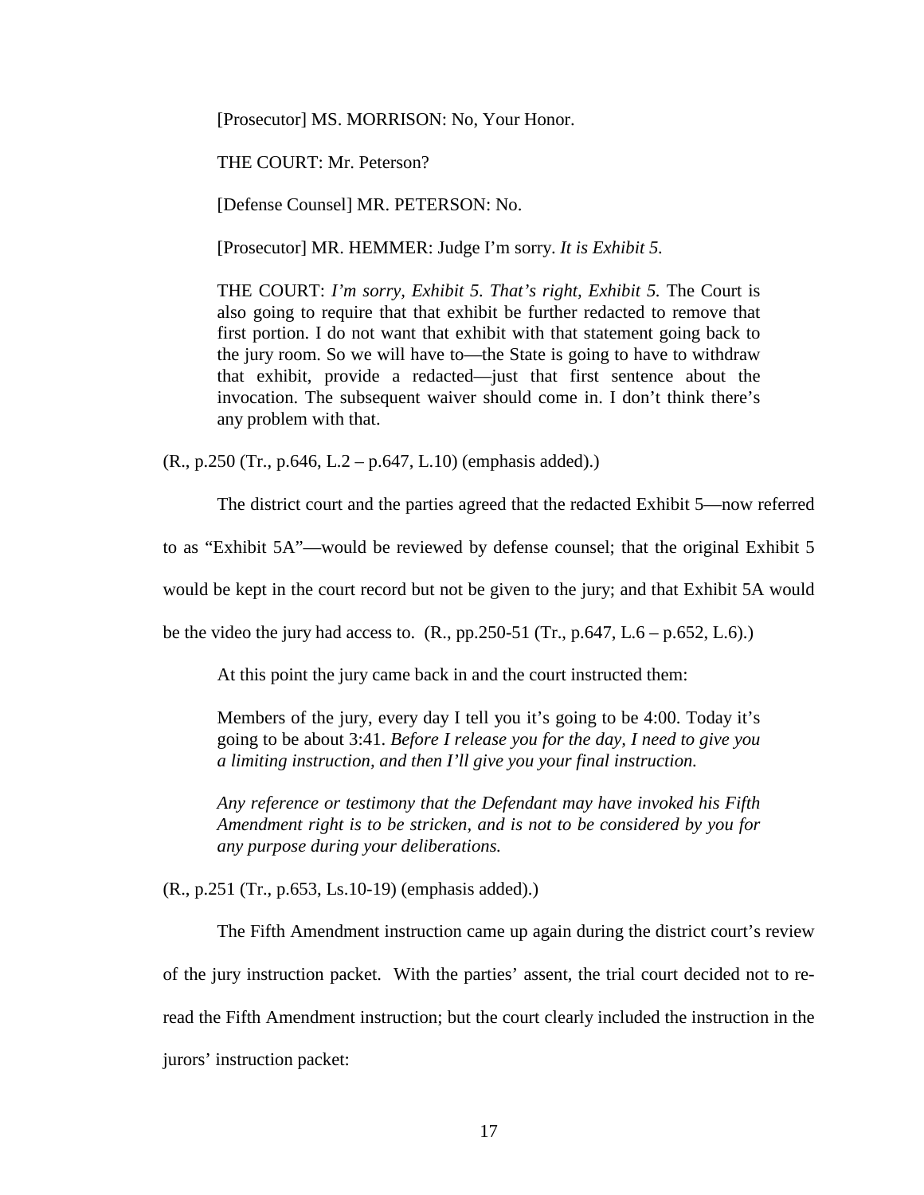> [Prosecutor] MS. MORRISON: No, Your Honor.
>
> THE COURT: Mr. Peterson?
>
> [Defense Counsel] MR. PETERSON: No.
>
> [Prosecutor] MR. HEMMER: Judge I'm sorry. *It is Exhibit 5.*
>
> THE COURT: *I'm sorry, Exhibit 5. That's right, Exhibit 5.* The Court is also going to require that that exhibit be further redacted to remove that first portion. I do not want that exhibit with that statement going back to the jury room. So we will have to—the State is going to have to withdraw that exhibit, provide a redacted—just that first sentence about the invocation. The subsequent waiver should come in. I don't think there's any problem with that.

(R., p.250 (Tr., p.646, L.2 – p.647, L.10) (emphasis added).)

The district court and the parties agreed that the redacted Exhibit 5—now referred to as "Exhibit 5A"—would be reviewed by defense counsel; that the original Exhibit 5 would be kept in the court record but not be given to the jury; and that Exhibit 5A would be the video the jury had access to. (R., pp.250-51 (Tr., p.647, L.6 – p.652, L.6).)

At this point the jury came back in and the court instructed them:

> Members of the jury, every day I tell you it's going to be 4:00. Today it's going to be about 3:41. *Before I release you for the day, I need to give you a limiting instruction, and then I'll give you your final instruction.*
>
> *Any reference or testimony that the Defendant may have invoked his Fifth Amendment right is to be stricken, and is not to be considered by you for any purpose during your deliberations.*

(R., p.251 (Tr., p.653, Ls.10-19) (emphasis added).)

The Fifth Amendment instruction came up again during the district court's review of the jury instruction packet. With the parties' assent, the trial court decided not to re-read the Fifth Amendment instruction; but the court clearly included the instruction in the jurors' instruction packet: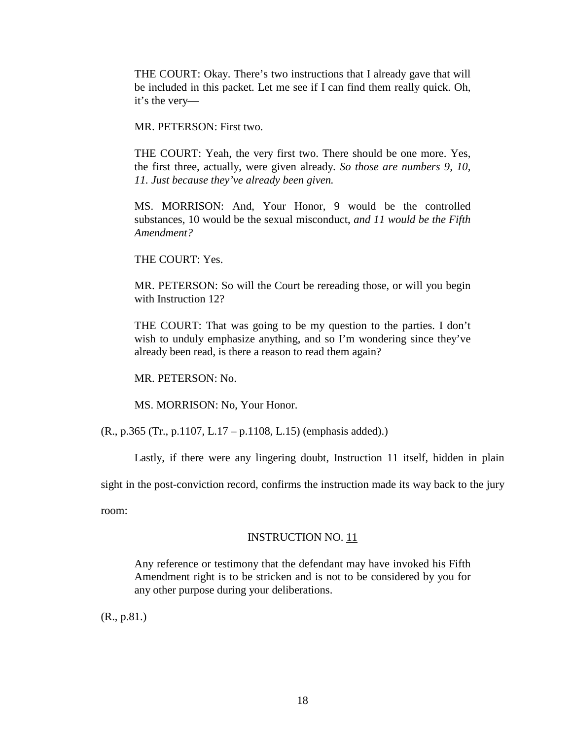> THE COURT: Okay. There's two instructions that I already gave that will be included in this packet. Let me see if I can find them really quick. Oh, it's the very—
>
> MR. PETERSON: First two.
>
> THE COURT: Yeah, the very first two. There should be one more. Yes, the first three, actually, were given already. *So those are numbers 9, 10, 11. Just because they've already been given.*
>
> MS. MORRISON: And, Your Honor, 9 would be the controlled substances, 10 would be the sexual misconduct, *and 11 would be the Fifth Amendment?*
>
> THE COURT: Yes.
>
> MR. PETERSON: So will the Court be rereading those, or will you begin with Instruction 12?
>
> THE COURT: That was going to be my question to the parties. I don't wish to unduly emphasize anything, and so I'm wondering since they've already been read, is there a reason to read them again?
>
> MR. PETERSON: No.
>
> MS. MORRISON: No, Your Honor.

(R., p.365 (Tr., p.1107, L.17 – p.1108, L.15) (emphasis added).)

Lastly, if there were any lingering doubt, Instruction 11 itself, hidden in plain sight in the post-conviction record, confirms the instruction made its way back to the jury room:

> INSTRUCTION NO. 11
>
> Any reference or testimony that the defendant may have invoked his Fifth Amendment right is to be stricken and is not to be considered by you for any other purpose during your deliberations.

(R., p.81.)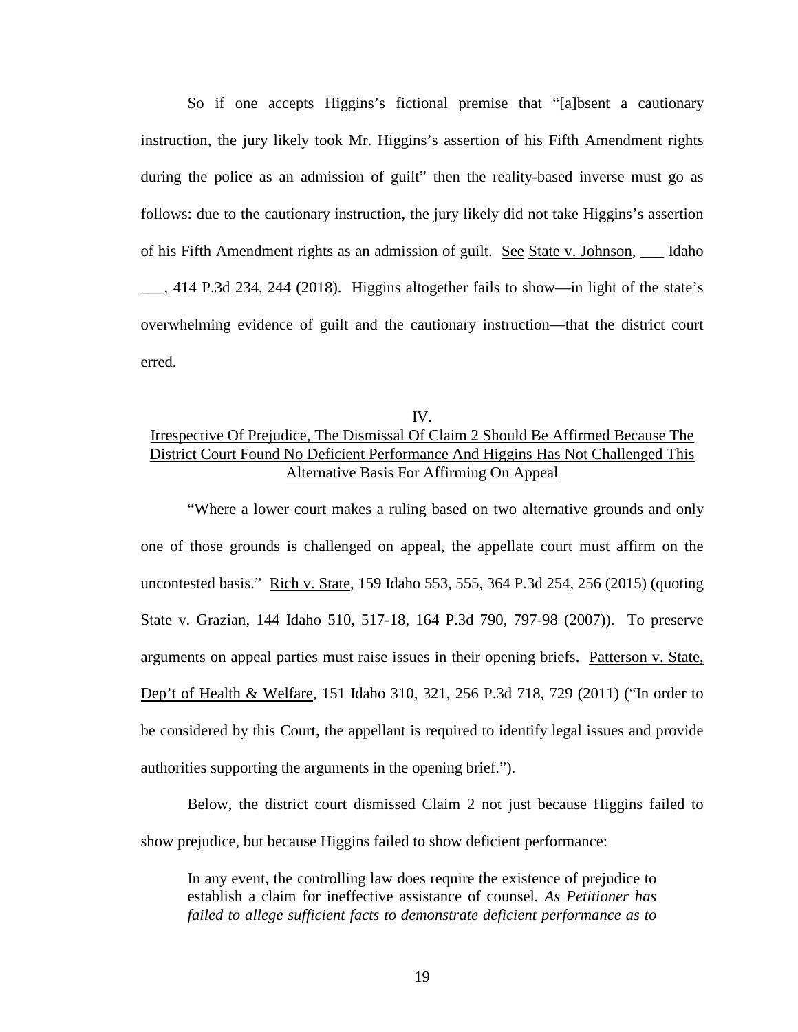So if one accepts Higgins's fictional premise that "[a]bsent a cautionary instruction, the jury likely took Mr. Higgins's assertion of his Fifth Amendment rights during the police as an admission of guilt" then the reality-based inverse must go as follows: due to the cautionary instruction, the jury likely did not take Higgins's assertion of his Fifth Amendment rights as an admission of guilt. See State v. Johnson, ___ Idaho ___, 414 P.3d 234, 244 (2018). Higgins altogether fails to show—in light of the state's overwhelming evidence of guilt and the cautionary instruction—that the district court erred.

## IV.
## Irrespective Of Prejudice, The Dismissal Of Claim 2 Should Be Affirmed Because The District Court Found No Deficient Performance And Higgins Has Not Challenged This Alternative Basis For Affirming On Appeal

"Where a lower court makes a ruling based on two alternative grounds and only one of those grounds is challenged on appeal, the appellate court must affirm on the uncontested basis." Rich v. State, 159 Idaho 553, 555, 364 P.3d 254, 256 (2015) (quoting State v. Grazian, 144 Idaho 510, 517-18, 164 P.3d 790, 797-98 (2007)). To preserve arguments on appeal parties must raise issues in their opening briefs. Patterson v. State, Dep't of Health & Welfare, 151 Idaho 310, 321, 256 P.3d 718, 729 (2011) ("In order to be considered by this Court, the appellant is required to identify legal issues and provide authorities supporting the arguments in the opening brief.").

Below, the district court dismissed Claim 2 not just because Higgins failed to show prejudice, but because Higgins failed to show deficient performance:

> In any event, the controlling law does require the existence of prejudice to establish a claim for ineffective assistance of counsel. *As Petitioner has failed to allege sufficient facts to demonstrate deficient performance as to*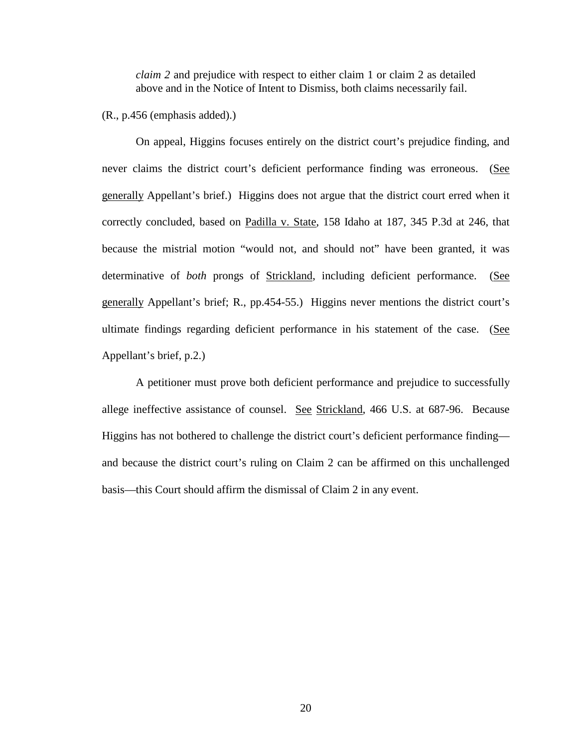> *claim 2* and prejudice with respect to either claim 1 or claim 2 as detailed above and in the Notice of Intent to Dismiss, both claims necessarily fail.

(R., p.456 (emphasis added).)

On appeal, Higgins focuses entirely on the district court's prejudice finding, and never claims the district court's deficient performance finding was erroneous. (See generally Appellant's brief.) Higgins does not argue that the district court erred when it correctly concluded, based on Padilla v. State, 158 Idaho at 187, 345 P.3d at 246, that because the mistrial motion "would not, and should not" have been granted, it was determinative of *both* prongs of Strickland, including deficient performance. (See generally Appellant's brief; R., pp.454-55.) Higgins never mentions the district court's ultimate findings regarding deficient performance in his statement of the case. (See Appellant's brief, p.2.)

A petitioner must prove both deficient performance and prejudice to successfully allege ineffective assistance of counsel. See Strickland, 466 U.S. at 687-96. Because Higgins has not bothered to challenge the district court's deficient performance finding—and because the district court's ruling on Claim 2 can be affirmed on this unchallenged basis—this Court should affirm the dismissal of Claim 2 in any event.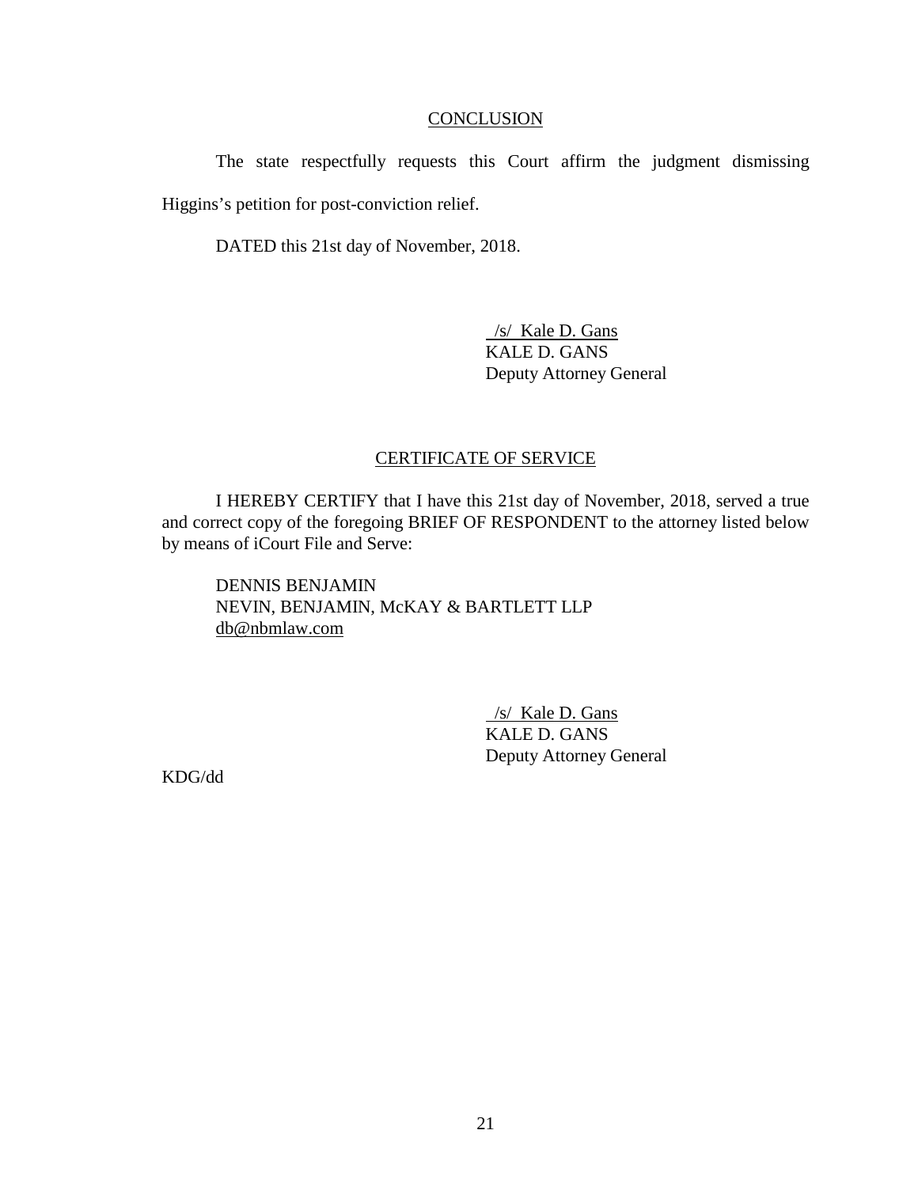## CONCLUSION

The state respectfully requests this Court affirm the judgment dismissing Higgins's petition for post-conviction relief.

DATED this 21st day of November, 2018.

/s/ Kale D. Gans
KALE D. GANS
Deputy Attorney General

## CERTIFICATE OF SERVICE

I HEREBY CERTIFY that I have this 21st day of November, 2018, served a true and correct copy of the foregoing BRIEF OF RESPONDENT to the attorney listed below by means of iCourt File and Serve:

DENNIS BENJAMIN
NEVIN, BENJAMIN, McKAY & BARTLETT LLP
db@nbmlaw.com

/s/ Kale D. Gans
KALE D. GANS
Deputy Attorney General

KDG/dd